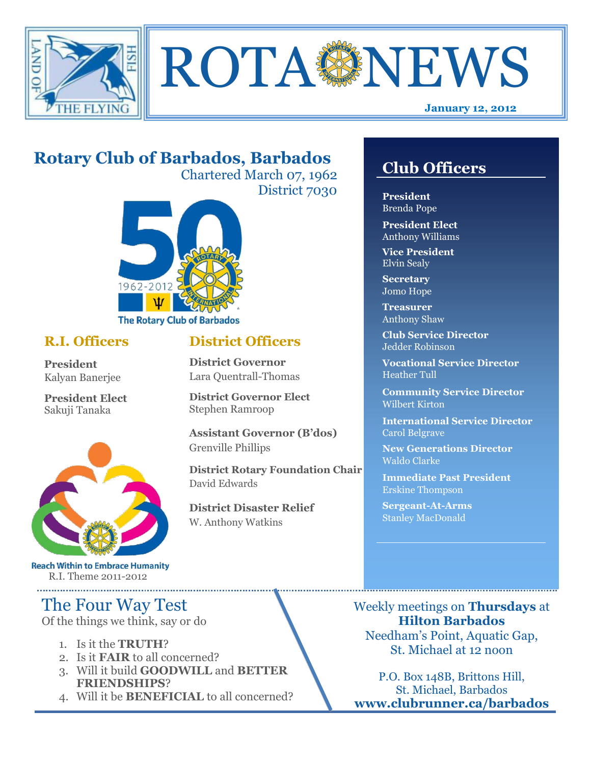# ROTA NEWS

**January 12, 2012**

## Rotary Club of Barbados, Barbados

Chartered March 07, 1962
District 7030

1962-2012
The Rotary Club of Barbados

### R.I. Officers

**President**
Kalyan Banerjee

**President Elect**
Sakuji Tanaka

Reach Within to Embrace Humanity
R.I. Theme 2011-2012

### District Officers

**District Governor**
Lara Quentrall-Thomas

**District Governor Elect**
Stephen Ramroop

**Assistant Governor (B'dos)**
Grenville Phillips

**District Rotary Foundation Chair**
David Edwards

**District Disaster Relief**
W. Anthony Watkins

## Club Officers

**President**
Brenda Pope

**President Elect**
Anthony Williams

**Vice President**
Elvin Sealy

**Secretary**
Jomo Hope

**Treasurer**
Anthony Shaw

**Club Service Director**
Jedder Robinson

**Vocational Service Director**
Heather Tull

**Community Service Director**
Wilbert Kirton

**International Service Director**
Carol Belgrave

**New Generations Director**
Waldo Clarke

**Immediate Past President**
Erskine Thompson

**Sergeant-At-Arms**
Stanley MacDonald

## The Four Way Test

Of the things we think, say or do

1. Is it the **TRUTH**?
2. Is it **FAIR** to all concerned?
3. Will it build **GOODWILL** and **BETTER FRIENDSHIPS**?
4. Will it be **BENEFICIAL** to all concerned?

Weekly meetings on **Thursdays** at
**Hilton Barbados**
Needham's Point, Aquatic Gap,
St. Michael at 12 noon

P.O. Box 148B, Brittons Hill,
St. Michael, Barbados
**www.clubrunner.ca/barbados**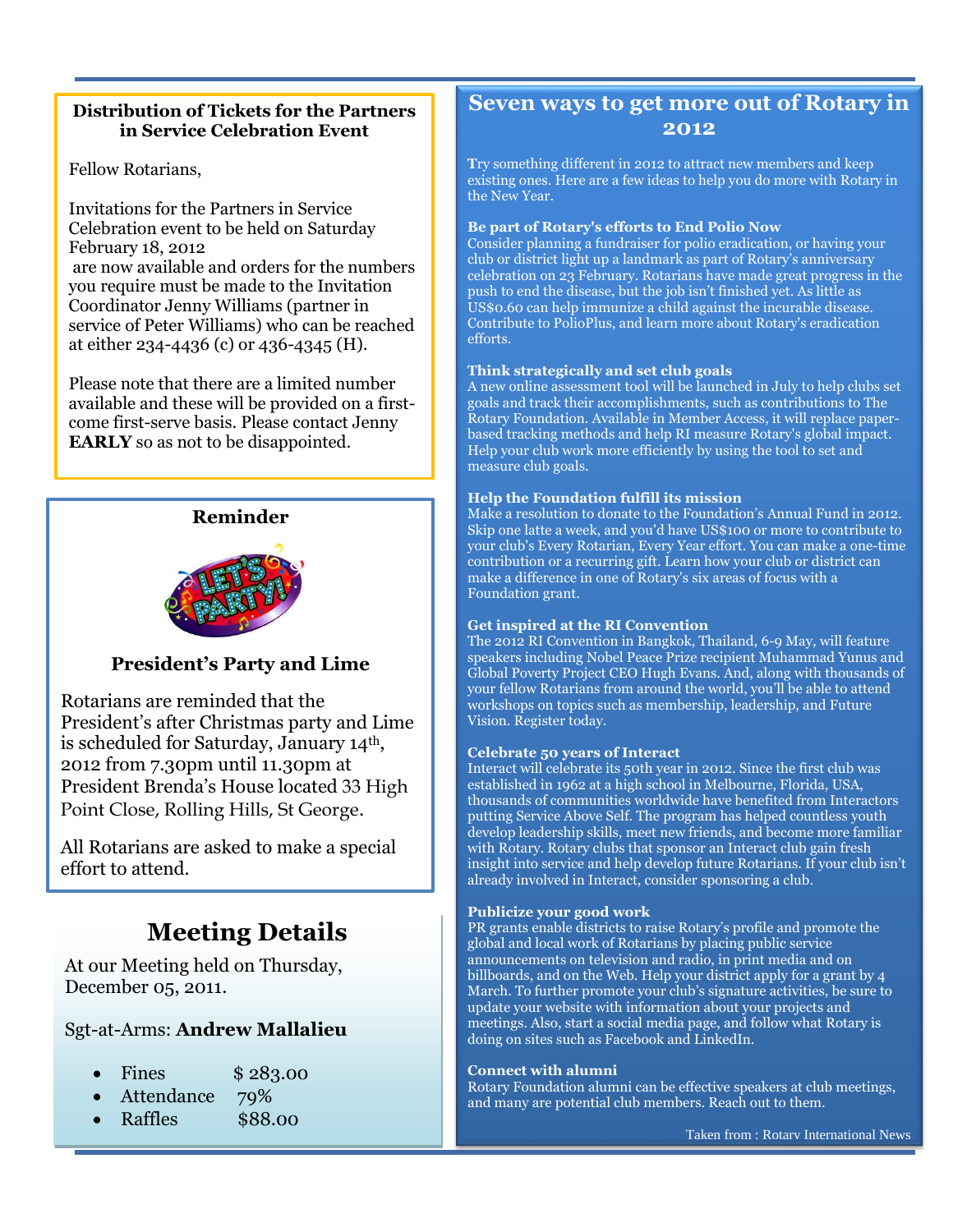**Distribution of Tickets for the Partners in Service Celebration Event**

Fellow Rotarians,

Invitations for the Partners in Service Celebration event to be held on Saturday February 18, 2012 are now available and orders for the numbers you require must be made to the Invitation Coordinator Jenny Williams (partner in service of Peter Williams) who can be reached at either 234-4436 (c) or 436-4345 (H).

Please note that there are a limited number available and these will be provided on a first-come first-serve basis. Please contact Jenny **EARLY** so as not to be disappointed.

**Reminder**

**President's Party and Lime**

Rotarians are reminded that the President's after Christmas party and Lime is scheduled for Saturday, January 14th, 2012 from 7.30pm until 11.30pm at President Brenda's House located 33 High Point Close, Rolling Hills, St George.

All Rotarians are asked to make a special effort to attend.

## Meeting Details

At our Meeting held on Thursday, December 05, 2011.

Sgt-at-Arms: **Andrew Mallalieu**

- Fines $ 283.00
- Attendance 79%
- Raffles $88.00

## Seven ways to get more out of Rotary in 2012

Try something different in 2012 to attract new members and keep existing ones. Here are a few ideas to help you do more with Rotary in the New Year.

**Be part of Rotary's efforts to End Polio Now**
Consider planning a fundraiser for polio eradication, or having your club or district light up a landmark as part of Rotary's anniversary celebration on 23 February. Rotarians have made great progress in the push to end the disease, but the job isn't finished yet. As little as US$0.60 can help immunize a child against the incurable disease. Contribute to PolioPlus, and learn more about Rotary's eradication efforts.

**Think strategically and set club goals**
A new online assessment tool will be launched in July to help clubs set goals and track their accomplishments, such as contributions to The Rotary Foundation. Available in Member Access, it will replace paper-based tracking methods and help RI measure Rotary's global impact. Help your club work more efficiently by using the tool to set and measure club goals.

**Help the Foundation fulfill its mission**
Make a resolution to donate to the Foundation's Annual Fund in 2012. Skip one latte a week, and you'd have US$100 or more to contribute to your club's Every Rotarian, Every Year effort. You can make a one-time contribution or a recurring gift. Learn how your club or district can make a difference in one of Rotary's six areas of focus with a Foundation grant.

**Get inspired at the RI Convention**
The 2012 RI Convention in Bangkok, Thailand, 6-9 May, will feature speakers including Nobel Peace Prize recipient Muhammad Yunus and Global Poverty Project CEO Hugh Evans. And, along with thousands of your fellow Rotarians from around the world, you'll be able to attend workshops on topics such as membership, leadership, and Future Vision. Register today.

**Celebrate 50 years of Interact**
Interact will celebrate its 50th year in 2012. Since the first club was established in 1962 at a high school in Melbourne, Florida, USA, thousands of communities worldwide have benefited from Interactors putting Service Above Self. The program has helped countless youth develop leadership skills, meet new friends, and become more familiar with Rotary. Rotary clubs that sponsor an Interact club gain fresh insight into service and help develop future Rotarians. If your club isn't already involved in Interact, consider sponsoring a club.

**Publicize your good work**
PR grants enable districts to raise Rotary's profile and promote the global and local work of Rotarians by placing public service announcements on television and radio, in print media and on billboards, and on the Web. Help your district apply for a grant by 4 March. To further promote your club's signature activities, be sure to update your website with information about your projects and meetings. Also, start a social media page, and follow what Rotary is doing on sites such as Facebook and LinkedIn.

**Connect with alumni**
Rotary Foundation alumni can be effective speakers at club meetings, and many are potential club members. Reach out to them.

Taken from : Rotary International News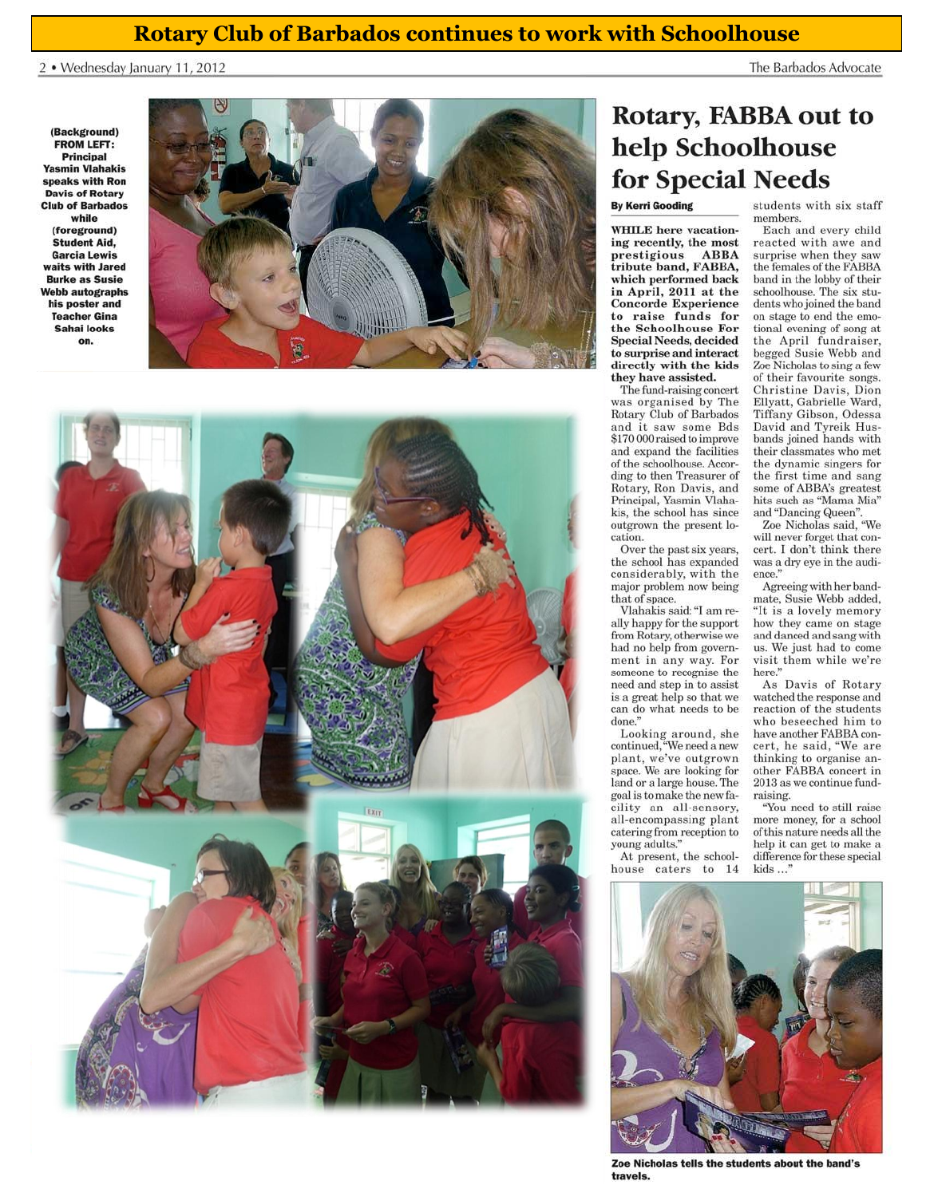# Rotary Club of Barbados continues to work with Schoolhouse

(Background) FROM LEFT: Principal Yasmin Vlahakis speaks with Ron Davis of Rotary Club of Barbados while (foreground) Student Aid, Garcia Lewis waits with Jared Burke as Susie Webb autographs his poster and Teacher Gina Sahai looks on.

## Rotary, FABBA out to help Schoolhouse for Special Needs

**By Kerri Gooding**

**WHILE here vacationing recently, the most prestigious ABBA tribute band, FABBA, which performed back in April, 2011 at the Concorde Experience to raise funds for the Schoolhouse For Special Needs, decided to surprise and interact directly with the kids they have assisted.**

The fund-raising concert was organised by The Rotary Club of Barbados and it saw some Bds $170 000 raised to improve and expand the facilities of the schoolhouse. According to then Treasurer of Rotary, Ron Davis, and Principal, Yasmin Vlahakis, the school has since outgrown the present location.

Over the past six years, the school has expanded considerably, with the major problem now being that of space.

Vlahakis said: "I am really happy for the support from Rotary, otherwise we had no help from government in any way. For someone to recognise the need and step in to assist is a great help so that we can do what needs to be done."

Looking around, she continued, "We need a new plant, we've outgrown space. We are looking for land or a large house. The goal is to make the new facility an all-sensory, all-encompassing plant catering from reception to young adults."

At present, the schoolhouse caters to 14 students with six staff members.

Each and every child reacted with awe and surprise when they saw the females of the FABBA band in the lobby of their schoolhouse. The six students who joined the band on stage to end the emotional evening of song at the April fundraiser, begged Susie Webb and Zoe Nicholas to sing a few of their favourite songs. Christine Davis, Dion Ellyatt, Gabrielle Ward, Tiffany Gibson, Odessa David and Tyreik Husbands joined hands with their classmates who met the dynamic singers for the first time and sang some of ABBA's greatest hits such as "Mama Mia" and "Dancing Queen".

Zoe Nicholas said, "We will never forget that concert. I don't think there was a dry eye in the audience."

Agreeing with her bandmate, Susie Webb added, "It is a lovely memory how they came on stage and danced and sang with us. We just had to come visit them while we're here."

As Davis of Rotary watched the response and reaction of the students who beseeched him to have another FABBA concert, he said, "We are thinking to organise another FABBA concert in 2013 as we continue fundraising.

"You need to still raise more money, for a school of this nature needs all the help it can get to make a difference for these special kids ..."

Zoe Nicholas tells the students about the band's travels.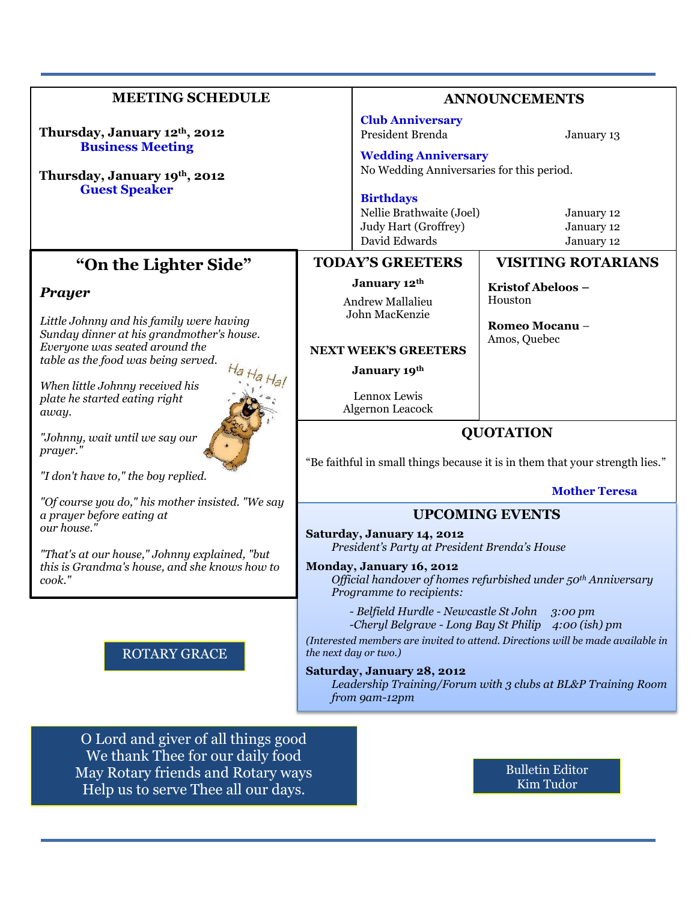## MEETING SCHEDULE

**Thursday, January 12th, 2012**
**Business Meeting**

**Thursday, January 19th, 2012**
**Guest Speaker**

## ANNOUNCEMENTS

**Club Anniversary**

| | |
|---|---|
| President Brenda | January 13 |

**Wedding Anniversary**

No Wedding Anniversaries for this period.

**Birthdays**

| | |
|---|---|
| Nellie Brathwaite (Joel) | January 12 |
| Judy Hart (Groffrey) | January 12 |
| David Edwards | January 12 |

## "On the Lighter Side"

### *Prayer*

*Little Johnny and his family were having Sunday dinner at his grandmother's house. Everyone was seated around the table as the food was being served.*

*When little Johnny received his plate he started eating right away.*

*"Johnny, wait until we say our prayer."*

*"I don't have to," the boy replied.*

*"Of course you do," his mother insisted. "We say a prayer before eating at our house."*

*"That's at our house," Johnny explained, "but this is Grandma's house, and she knows how to cook."*

## TODAY'S GREETERS

**January 12th**

Andrew Mallalieu
John MacKenzie

## NEXT WEEK'S GREETERS

**January 19th**

Lennox Lewis
Algernon Leacock

## VISITING ROTARIANS

**Kristof Abeloos** – Houston

**Romeo Mocanu** – Amos, Quebec

## QUOTATION

"Be faithful in small things because it is in them that your strength lies."

**Mother Teresa**

## UPCOMING EVENTS

**Saturday, January 14, 2012**
*President's Party at President Brenda's House*

**Monday, January 16, 2012**
*Official handover of homes refurbished under 50th Anniversary Programme to recipients:*

*- Belfield Hurdle - Newcastle St John 3:00 pm*
*-Cheryl Belgrave - Long Bay St Philip 4:00 (ish) pm*

*(Interested members are invited to attend. Directions will be made available in the next day or two.)*

**Saturday, January 28, 2012**
*Leadership Training/Forum with 3 clubs at BL&P Training Room from 9am-12pm*

## ROTARY GRACE

O Lord and giver of all things good
We thank Thee for our daily food
May Rotary friends and Rotary ways
Help us to serve Thee all our days.

Bulletin Editor
Kim Tudor